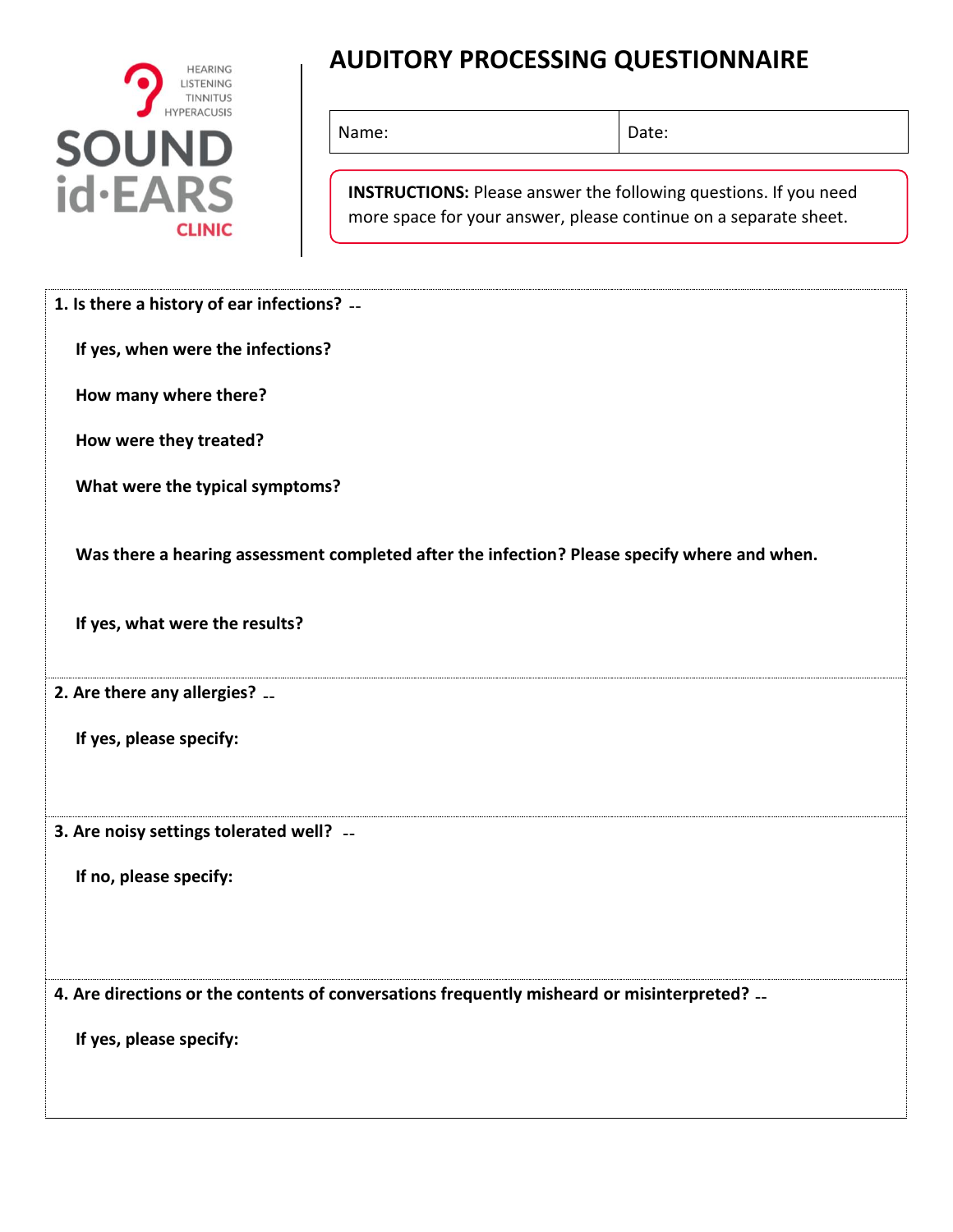HEARING
LISTENING
TINNITUS
HYPERACUSIS

SOUND id·EARS CLINIC

# AUDITORY PROCESSING QUESTIONNAIRE

| Name: | Date: |
|---|---|

**INSTRUCTIONS:** Please answer the following questions. If you need more space for your answer, please continue on a separate sheet.

**1. Is there a history of ear infections?** --

**If yes, when were the infections?**

**How many where there?**

**How were they treated?**

**What were the typical symptoms?**

**Was there a hearing assessment completed after the infection? Please specify where and when.**

**If yes, what were the results?**

**2. Are there any allergies?** --

**If yes, please specify:**

**3. Are noisy settings tolerated well?** --

**If no, please specify:**

**4. Are directions or the contents of conversations frequently misheard or misinterpreted?** --

**If yes, please specify:**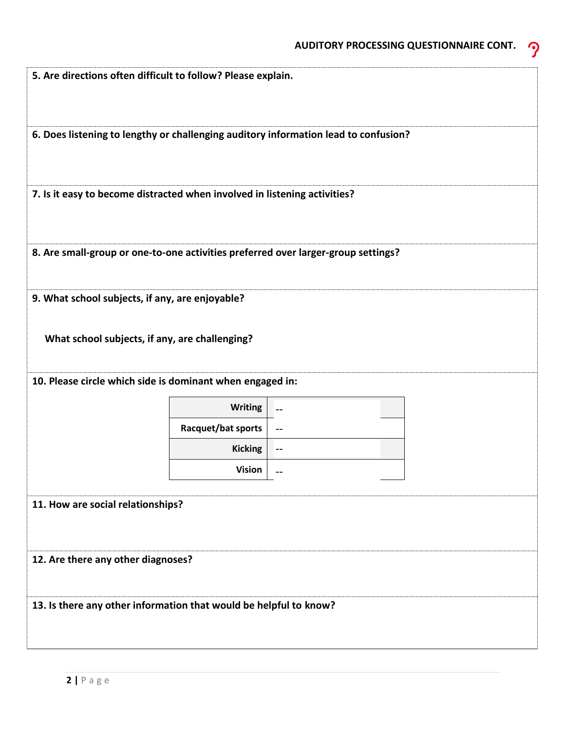## AUDITORY PROCESSING QUESTIONNAIRE CONT.

**5. Are directions often difficult to follow? Please explain.**

**6. Does listening to lengthy or challenging auditory information lead to confusion?**

**7. Is it easy to become distracted when involved in listening activities?**

**8. Are small-group or one-to-one activities preferred over larger-group settings?**

**9. What school subjects, if any, are enjoyable?**

**What school subjects, if any, are challenging?**

**10. Please circle which side is dominant when engaged in:**

| | |
|---|---|
| **Writing** | -- |
| **Racquet/bat sports** | -- |
| **Kicking** | -- |
| **Vision** | -- |

**11. How are social relationships?**

**12. Are there any other diagnoses?**

**13. Is there any other information that would be helpful to know?**